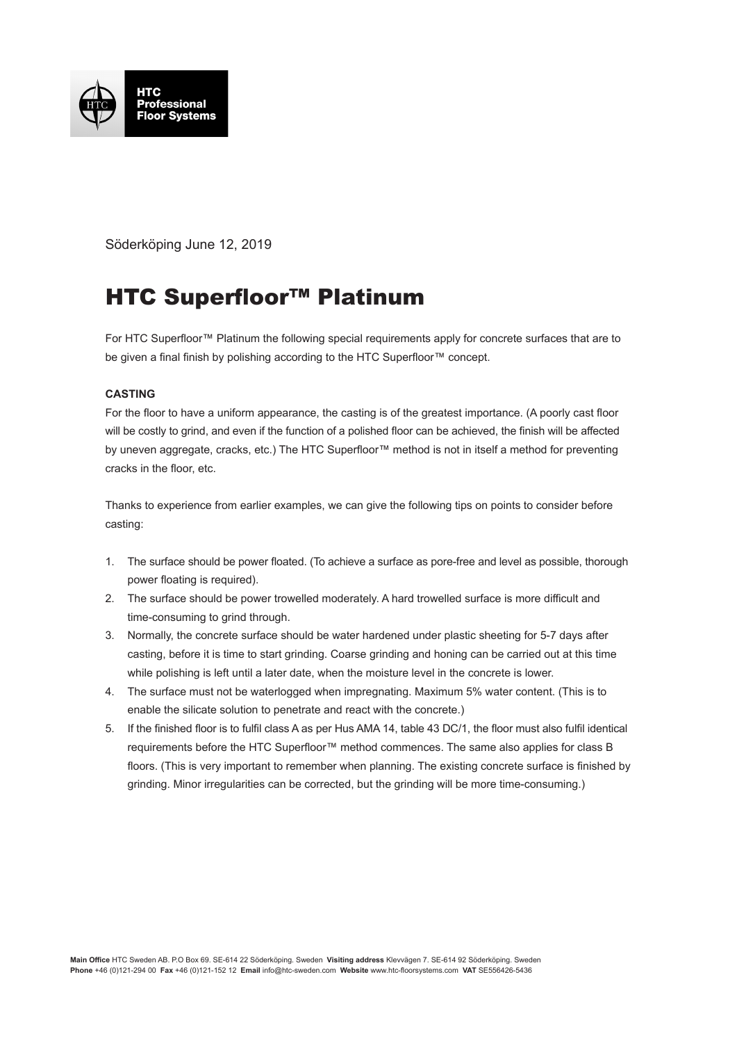Söderköping June 12, 2019

# HTC Superfloor™ Platinum

For HTC Superfloor™ Platinum the following special requirements apply for concrete surfaces that are to be given a final finish by polishing according to the HTC Superfloor™ concept.

**CASTING**

For the floor to have a uniform appearance, the casting is of the greatest importance. (A poorly cast floor will be costly to grind, and even if the function of a polished floor can be achieved, the finish will be affected by uneven aggregate, cracks, etc.) The HTC Superfloor™ method is not in itself a method for preventing cracks in the floor, etc.

Thanks to experience from earlier examples, we can give the following tips on points to consider before casting:

1. The surface should be power floated. (To achieve a surface as pore-free and level as possible, thorough power floating is required).
2. The surface should be power trowelled moderately. A hard trowelled surface is more difficult and time-consuming to grind through.
3. Normally, the concrete surface should be water hardened under plastic sheeting for 5-7 days after casting, before it is time to start grinding. Coarse grinding and honing can be carried out at this time while polishing is left until a later date, when the moisture level in the concrete is lower.
4. The surface must not be waterlogged when impregnating. Maximum 5% water content. (This is to enable the silicate solution to penetrate and react with the concrete.)
5. If the finished floor is to fulfil class A as per Hus AMA 14, table 43 DC/1, the floor must also fulfil identical requirements before the HTC Superfloor™ method commences. The same also applies for class B floors. (This is very important to remember when planning. The existing concrete surface is finished by grinding. Minor irregularities can be corrected, but the grinding will be more time-consuming.)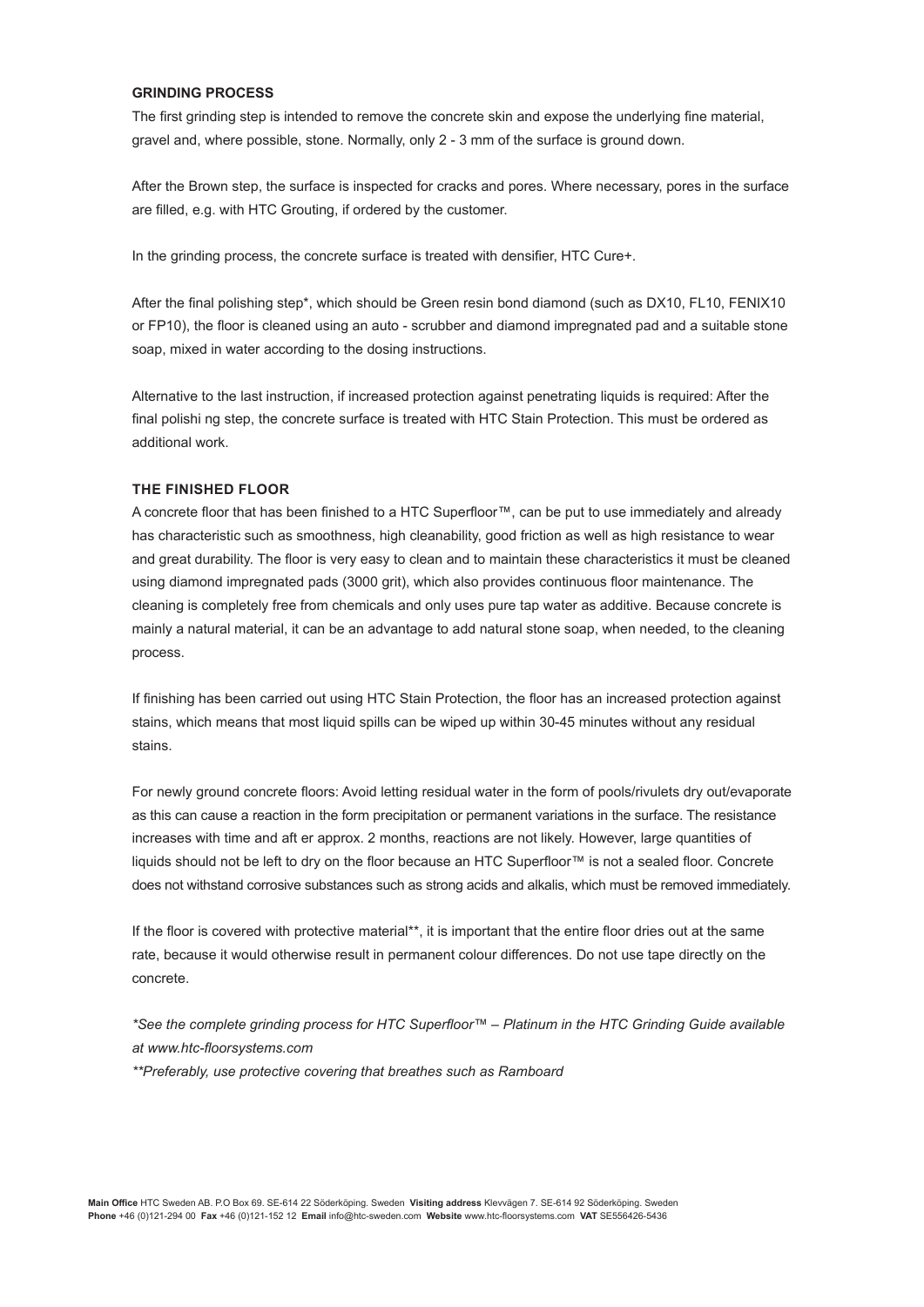## GRINDING PROCESS

The first grinding step is intended to remove the concrete skin and expose the underlying fine material, gravel and, where possible, stone. Normally, only 2 - 3 mm of the surface is ground down.

After the Brown step, the surface is inspected for cracks and pores. Where necessary, pores in the surface are filled, e.g. with HTC Grouting, if ordered by the customer.

In the grinding process, the concrete surface is treated with densifier, HTC Cure+.

After the final polishing step*, which should be Green resin bond diamond (such as DX10, FL10, FENIX10 or FP10), the floor is cleaned using an auto - scrubber and diamond impregnated pad and a suitable stone soap, mixed in water according to the dosing instructions.

Alternative to the last instruction, if increased protection against penetrating liquids is required: After the final polishi ng step, the concrete surface is treated with HTC Stain Protection. This must be ordered as additional work.

## THE FINISHED FLOOR

A concrete floor that has been finished to a HTC Superfloor™, can be put to use immediately and already has characteristic such as smoothness, high cleanability, good friction as well as high resistance to wear and great durability. The floor is very easy to clean and to maintain these characteristics it must be cleaned using diamond impregnated pads (3000 grit), which also provides continuous floor maintenance. The cleaning is completely free from chemicals and only uses pure tap water as additive. Because concrete is mainly a natural material, it can be an advantage to add natural stone soap, when needed, to the cleaning process.

If finishing has been carried out using HTC Stain Protection, the floor has an increased protection against stains, which means that most liquid spills can be wiped up within 30-45 minutes without any residual stains.

For newly ground concrete floors: Avoid letting residual water in the form of pools/rivulets dry out/evaporate as this can cause a reaction in the form precipitation or permanent variations in the surface. The resistance increases with time and aft er approx. 2 months, reactions are not likely. However, large quantities of liquids should not be left to dry on the floor because an HTC Superfloor™ is not a sealed floor. Concrete does not withstand corrosive substances such as strong acids and alkalis, which must be removed immediately.

If the floor is covered with protective material**, it is important that the entire floor dries out at the same rate, because it would otherwise result in permanent colour differences. Do not use tape directly on the concrete.

*\*See the complete grinding process for HTC Superfloor™ – Platinum in the HTC Grinding Guide available at www.htc-floorsystems.com*

*\*\*Preferably, use protective covering that breathes such as Ramboard*

**Main Office** HTC Sweden AB. P.O Box 69. SE-614 22 Söderköping. Sweden **Visiting address** Klevvägen 7. SE-614 92 Söderköping. Sweden
**Phone** +46 (0)121-294 00 **Fax** +46 (0)121-152 12 **Email** info@htc-sweden.com **Website** www.htc-floorsystems.com **VAT** SE556426-5436